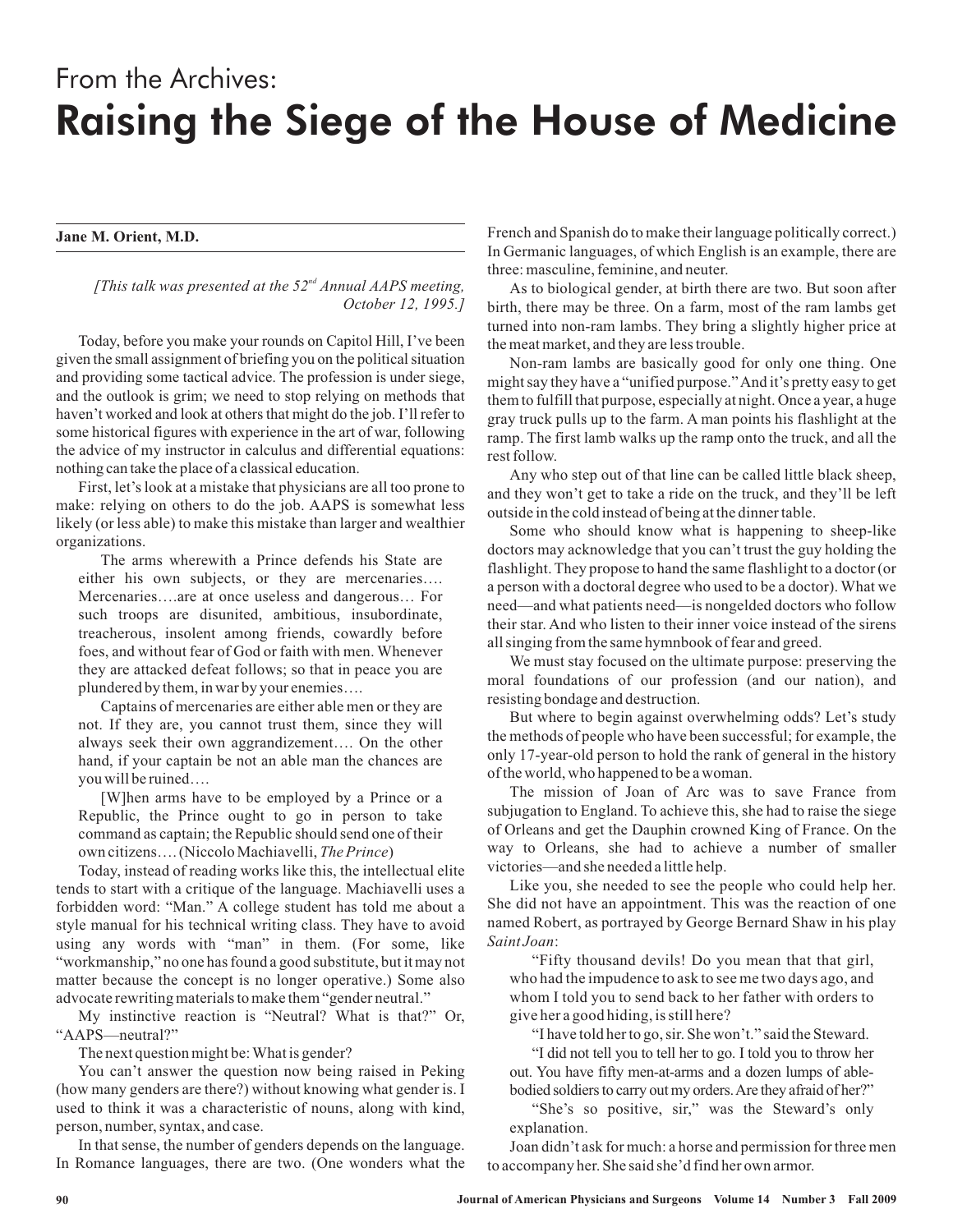From the Archives:

# Raising the Siege of the House of Medicine

**Jane M. Orient, M.D.**

*[This talk was presented at the 52nd Annual AAPS meeting, October 12, 1995.]*

Today, before you make your rounds on Capitol Hill, I've been given the small assignment of briefing you on the political situation and providing some tactical advice. The profession is under siege, and the outlook is grim; we need to stop relying on methods that haven't worked and look at others that might do the job. I'll refer to some historical figures with experience in the art of war, following the advice of my instructor in calculus and differential equations: nothing can take the place of a classical education.

First, let's look at a mistake that physicians are all too prone to make: relying on others to do the job. AAPS is somewhat less likely (or less able) to make this mistake than larger and wealthier organizations.

> The arms wherewith a Prince defends his State are either his own subjects, or they are mercenaries…. Mercenaries….are at once useless and dangerous… For such troops are disunited, ambitious, insubordinate, treacherous, insolent among friends, cowardly before foes, and without fear of God or faith with men. Whenever they are attacked defeat follows; so that in peace you are plundered by them, in war by your enemies….
>
> Captains of mercenaries are either able men or they are not. If they are, you cannot trust them, since they will always seek their own aggrandizement…. On the other hand, if your captain be not an able man the chances are you will be ruined….
>
> [W]hen arms have to be employed by a Prince or a Republic, the Prince ought to go in person to take command as captain; the Republic should send one of their own citizens…. (Niccolo Machiavelli, *The Prince*)

Today, instead of reading works like this, the intellectual elite tends to start with a critique of the language. Machiavelli uses a forbidden word: "Man." A college student has told me about a style manual for his technical writing class. They have to avoid using any words with "man" in them. (For some, like "workmanship," no one has found a good substitute, but it may not matter because the concept is no longer operative.) Some also advocate rewriting materials to make them "gender neutral."

My instinctive reaction is "Neutral? What is that?" Or, "AAPS—neutral?"

The next question might be: What is gender?

You can't answer the question now being raised in Peking (how many genders are there?) without knowing what gender is. I used to think it was a characteristic of nouns, along with kind, person, number, syntax, and case.

In that sense, the number of genders depends on the language. In Romance languages, there are two. (One wonders what the French and Spanish do to make their language politically correct.) In Germanic languages, of which English is an example, there are three: masculine, feminine, and neuter.

As to biological gender, at birth there are two. But soon after birth, there may be three. On a farm, most of the ram lambs get turned into non-ram lambs. They bring a slightly higher price at the meat market, and they are less trouble.

Non-ram lambs are basically good for only one thing. One might say they have a "unified purpose." And it's pretty easy to get them to fulfill that purpose, especially at night. Once a year, a huge gray truck pulls up to the farm. A man points his flashlight at the ramp. The first lamb walks up the ramp onto the truck, and all the rest follow.

Any who step out of that line can be called little black sheep, and they won't get to take a ride on the truck, and they'll be left outside in the cold instead of being at the dinner table.

Some who should know what is happening to sheep-like doctors may acknowledge that you can't trust the guy holding the flashlight. They propose to hand the same flashlight to a doctor (or a person with a doctoral degree who used to be a doctor). What we need—and what patients need—is nongelded doctors who follow their star. And who listen to their inner voice instead of the sirens all singing from the same hymnbook of fear and greed.

We must stay focused on the ultimate purpose: preserving the moral foundations of our profession (and our nation), and resisting bondage and destruction.

But where to begin against overwhelming odds? Let's study the methods of people who have been successful; for example, the only 17-year-old person to hold the rank of general in the history of the world, who happened to be a woman.

The mission of Joan of Arc was to save France from subjugation to England. To achieve this, she had to raise the siege of Orleans and get the Dauphin crowned King of France. On the way to Orleans, she had to achieve a number of smaller victories—and she needed a little help.

Like you, she needed to see the people who could help her. She did not have an appointment. This was the reaction of one named Robert, as portrayed by George Bernard Shaw in his play *Saint Joan*:

> "Fifty thousand devils! Do you mean that that girl, who had the impudence to ask to see me two days ago, and whom I told you to send back to her father with orders to give her a good hiding, is still here?
>
> "I have told her to go, sir. She won't." said the Steward.
>
> "I did not tell you to tell her to go. I told you to throw her out. You have fifty men-at-arms and a dozen lumps of able-bodied soldiers to carry out my orders. Are they afraid of her?"
>
> "She's so positive, sir," was the Steward's only explanation.

Joan didn't ask for much: a horse and permission for three men to accompany her. She said she'd find her own armor.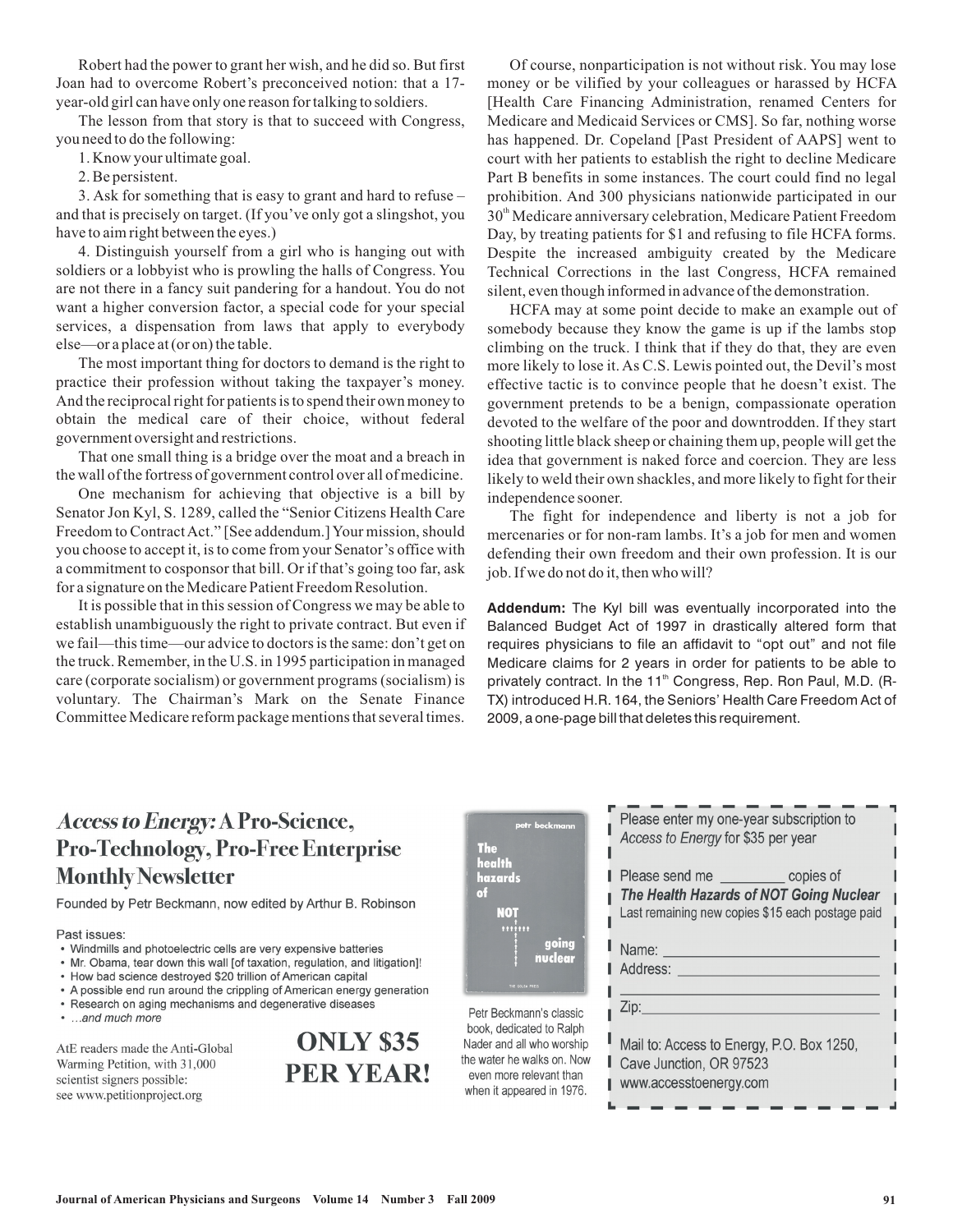Robert had the power to grant her wish, and he did so. But first Joan had to overcome Robert's preconceived notion: that a 17-year-old girl can have only one reason for talking to soldiers.

The lesson from that story is that to succeed with Congress, you need to do the following:

1. Know your ultimate goal.
2. Be persistent.
3. Ask for something that is easy to grant and hard to refuse – and that is precisely on target. (If you've only got a slingshot, you have to aim right between the eyes.)
4. Distinguish yourself from a girl who is hanging out with soldiers or a lobbyist who is prowling the halls of Congress. You are not there in a fancy suit pandering for a handout. You do not want a higher conversion factor, a special code for your special services, a dispensation from laws that apply to everybody else—or a place at (or on) the table.

The most important thing for doctors to demand is the right to practice their profession without taking the taxpayer's money. And the reciprocal right for patients is to spend their own money to obtain the medical care of their choice, without federal government oversight and restrictions.

That one small thing is a bridge over the moat and a breach in the wall of the fortress of government control over all of medicine.

One mechanism for achieving that objective is a bill by Senator Jon Kyl, S. 1289, called the "Senior Citizens Health Care Freedom to Contract Act." [See addendum.] Your mission, should you choose to accept it, is to come from your Senator's office with a commitment to cosponsor that bill. Or if that's going too far, ask for a signature on the Medicare Patient Freedom Resolution.

It is possible that in this session of Congress we may be able to establish unambiguously the right to private contract. But even if we fail—this time—our advice to doctors is the same: don't get on the truck. Remember, in the U.S. in 1995 participation in managed care (corporate socialism) or government programs (socialism) is voluntary. The Chairman's Mark on the Senate Finance Committee Medicare reform package mentions that several times.

Of course, nonparticipation is not without risk. You may lose money or be vilified by your colleagues or harassed by HCFA [Health Care Financing Administration, renamed Centers for Medicare and Medicaid Services or CMS]. So far, nothing worse has happened. Dr. Copeland [Past President of AAPS] went to court with her patients to establish the right to decline Medicare Part B benefits in some instances. The court could find no legal prohibition. And 300 physicians nationwide participated in our 30th Medicare anniversary celebration, Medicare Patient Freedom Day, by treating patients for $1 and refusing to file HCFA forms. Despite the increased ambiguity created by the Medicare Technical Corrections in the last Congress, HCFA remained silent, even though informed in advance of the demonstration.

HCFA may at some point decide to make an example out of somebody because they know the game is up if the lambs stop climbing on the truck. I think that if they do that, they are even more likely to lose it. As C.S. Lewis pointed out, the Devil's most effective tactic is to convince people that he doesn't exist. The government pretends to be a benign, compassionate operation devoted to the welfare of the poor and downtrodden. If they start shooting little black sheep or chaining them up, people will get the idea that government is naked force and coercion. They are less likely to weld their own shackles, and more likely to fight for their independence sooner.

The fight for independence and liberty is not a job for mercenaries or for non-ram lambs. It's a job for men and women defending their own freedom and their own profession. It is our job. If we do not do it, then who will?

**Addendum:** The Kyl bill was eventually incorporated into the Balanced Budget Act of 1997 in drastically altered form that requires physicians to file an affidavit to "opt out" and not file Medicare claims for 2 years in order for patients to be able to privately contract. In the 11th Congress, Rep. Ron Paul, M.D. (R-TX) introduced H.R. 164, the Seniors' Health Care Freedom Act of 2009, a one-page bill that deletes this requirement.

## *Access to Energy:* A Pro-Science, Pro-Technology, Pro-Free Enterprise Monthly Newsletter

Founded by Petr Beckmann, now edited by Arthur B. Robinson

Past issues:

- Windmills and photoelectric cells are very expensive batteries
- Mr. Obama, tear down this wall [of taxation, regulation, and litigation]!
- How bad science destroyed $20 trillion of American capital
- A possible end run around the crippling of American energy generation
- Research on aging mechanisms and degenerative diseases
- *...and much more*

AtE readers made the Anti-Global Warming Petition, with 31,000 scientist signers possible: see www.petitionproject.org

**ONLY $35 PER YEAR!**

Petr Beckmann's classic book, dedicated to Ralph Nader and all who worship the water he walks on. Now even more relevant than when it appeared in 1976.

Please enter my one-year subscription to *Access to Energy* for $35 per year

Please send me ________ copies of ***The Health Hazards of NOT Going Nuclear***
Last remaining new copies $15 each postage paid

Name: ____________________________
Address: ____________________________
____________________________
Zip: ____________________________

Mail to: Access to Energy, P.O. Box 1250, Cave Junction, OR 97523
www.accesstoenergy.com